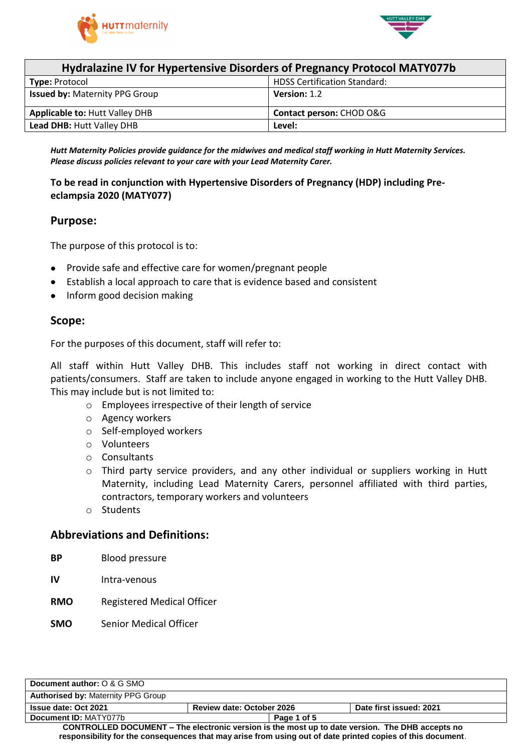| Hydralazine IV for Hypertensive Disorders of Pregnancy Protocol MATY077b | |
|---|---|
| **Type:** Protocol | HDSS Certification Standard: |
| **Issued by:** Maternity PPG Group | **Version:** 1.2 |
| **Applicable to:** Hutt Valley DHB | **Contact person:** CHOD O&G |
| **Lead DHB:** Hutt Valley DHB | **Level:** |

***Hutt Maternity Policies provide guidance for the midwives and medical staff working in Hutt Maternity Services. Please discuss policies relevant to your care with your Lead Maternity Carer.***

**To be read in conjunction with Hypertensive Disorders of Pregnancy (HDP) including Pre-eclampsia 2020 (MATY077)**

## Purpose:

The purpose of this protocol is to:

- Provide safe and effective care for women/pregnant people
- Establish a local approach to care that is evidence based and consistent
- Inform good decision making

## Scope:

For the purposes of this document, staff will refer to:

All staff within Hutt Valley DHB. This includes staff not working in direct contact with patients/consumers. Staff are taken to include anyone engaged in working to the Hutt Valley DHB. This may include but is not limited to:

- Employees irrespective of their length of service
- Agency workers
- Self-employed workers
- Volunteers
- Consultants
- Third party service providers, and any other individual or suppliers working in Hutt Maternity, including Lead Maternity Carers, personnel affiliated with third parties, contractors, temporary workers and volunteers
- Students

## Abbreviations and Definitions:

| | |
|---|---|
| **BP** | Blood pressure |
| **IV** | Intra-venous |
| **RMO** | Registered Medical Officer |
| **SMO** | Senior Medical Officer |

| | | |
|---|---|---|
| **Document author:** O & G SMO | | |
| **Authorised by:** Maternity PPG Group | | |
| **Issue date: Oct 2021** | **Review date: October 2026** | **Date first issued: 2021** |
| **Document ID:** MATY077b | | |

**CONTROLLED DOCUMENT – The electronic version is the most up to date version. The DHB accepts no responsibility for the consequences that may arise from using out of date printed copies of this document.**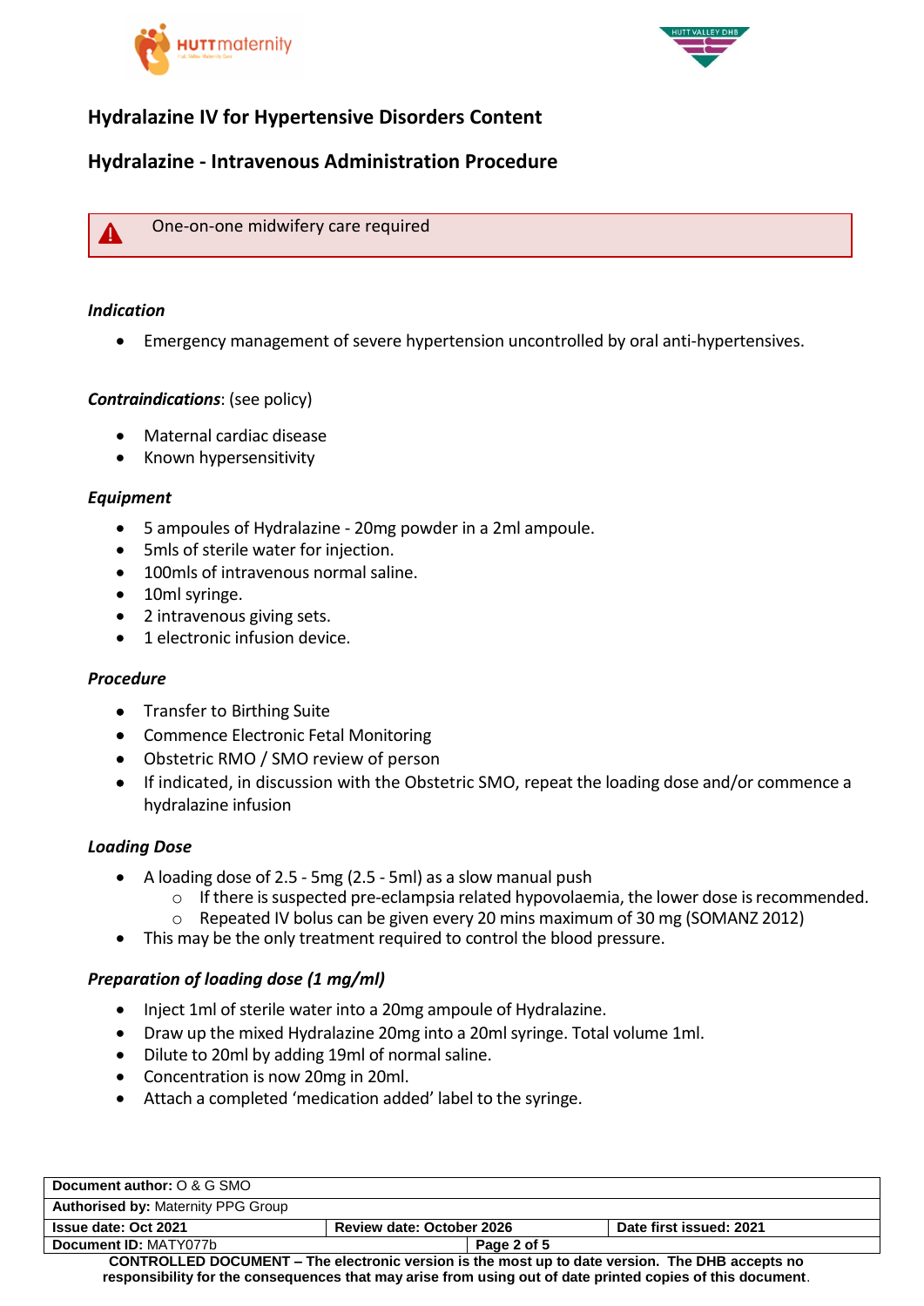# Hydralazine IV for Hypertensive Disorders Content

## Hydralazine - Intravenous Administration Procedure

> ⚠ One-on-one midwifery care required

### *Indication*

- Emergency management of severe hypertension uncontrolled by oral anti-hypertensives.

***Contraindications***: (see policy)

- Maternal cardiac disease
- Known hypersensitivity

### *Equipment*

- 5 ampoules of Hydralazine - 20mg powder in a 2ml ampoule.
- 5mls of sterile water for injection.
- 100mls of intravenous normal saline.
- 10ml syringe.
- 2 intravenous giving sets.
- 1 electronic infusion device.

### *Procedure*

- Transfer to Birthing Suite
- Commence Electronic Fetal Monitoring
- Obstetric RMO / SMO review of person
- If indicated, in discussion with the Obstetric SMO, repeat the loading dose and/or commence a hydralazine infusion

### *Loading Dose*

- A loading dose of 2.5 - 5mg (2.5 - 5ml) as a slow manual push
  - If there is suspected pre-eclampsia related hypovolaemia, the lower dose is recommended.
  - Repeated IV bolus can be given every 20 mins maximum of 30 mg (SOMANZ 2012)
- This may be the only treatment required to control the blood pressure.

### *Preparation of loading dose (1 mg/ml)*

- Inject 1ml of sterile water into a 20mg ampoule of Hydralazine.
- Draw up the mixed Hydralazine 20mg into a 20ml syringe. Total volume 1ml.
- Dilute to 20ml by adding 19ml of normal saline.
- Concentration is now 20mg in 20ml.
- Attach a completed 'medication added' label to the syringe.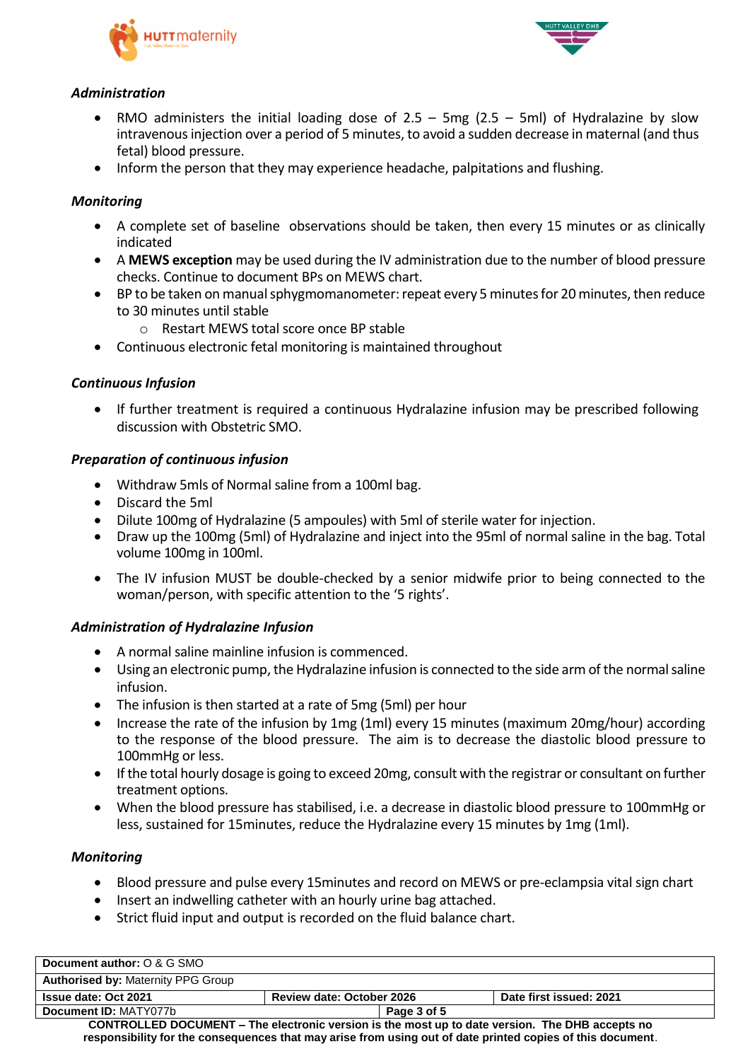*Administration*

- RMO administers the initial loading dose of 2.5 – 5mg (2.5 – 5ml) of Hydralazine by slow intravenous injection over a period of 5 minutes, to avoid a sudden decrease in maternal (and thus fetal) blood pressure.
- Inform the person that they may experience headache, palpitations and flushing.

*Monitoring*

- A complete set of baseline observations should be taken, then every 15 minutes or as clinically indicated
- A **MEWS exception** may be used during the IV administration due to the number of blood pressure checks. Continue to document BPs on MEWS chart.
- BP to be taken on manual sphygmomanometer: repeat every 5 minutes for 20 minutes, then reduce to 30 minutes until stable
  - Restart MEWS total score once BP stable
- Continuous electronic fetal monitoring is maintained throughout

*Continuous Infusion*

- If further treatment is required a continuous Hydralazine infusion may be prescribed following discussion with Obstetric SMO.

*Preparation of continuous infusion*

- Withdraw 5mls of Normal saline from a 100ml bag.
- Discard the 5ml
- Dilute 100mg of Hydralazine (5 ampoules) with 5ml of sterile water for injection.
- Draw up the 100mg (5ml) of Hydralazine and inject into the 95ml of normal saline in the bag. Total volume 100mg in 100ml.
- The IV infusion MUST be double-checked by a senior midwife prior to being connected to the woman/person, with specific attention to the '5 rights'.

*Administration of Hydralazine Infusion*

- A normal saline mainline infusion is commenced.
- Using an electronic pump, the Hydralazine infusion is connected to the side arm of the normal saline infusion.
- The infusion is then started at a rate of 5mg (5ml) per hour
- Increase the rate of the infusion by 1mg (1ml) every 15 minutes (maximum 20mg/hour) according to the response of the blood pressure. The aim is to decrease the diastolic blood pressure to 100mmHg or less.
- If the total hourly dosage is going to exceed 20mg, consult with the registrar or consultant on further treatment options.
- When the blood pressure has stabilised, i.e. a decrease in diastolic blood pressure to 100mmHg or less, sustained for 15minutes, reduce the Hydralazine every 15 minutes by 1mg (1ml).

*Monitoring*

- Blood pressure and pulse every 15minutes and record on MEWS or pre-eclampsia vital sign chart
- Insert an indwelling catheter with an hourly urine bag attached.
- Strict fluid input and output is recorded on the fluid balance chart.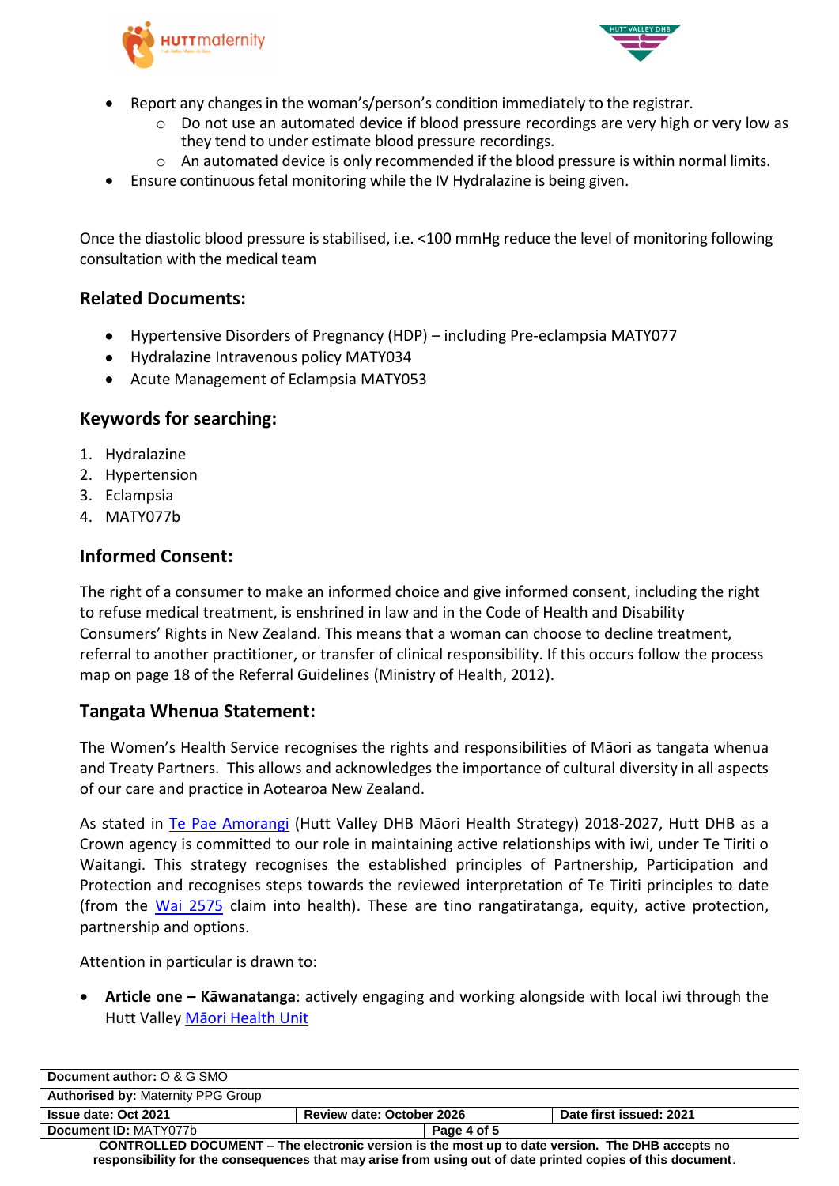- Report any changes in the woman's/person's condition immediately to the registrar.
  - Do not use an automated device if blood pressure recordings are very high or very low as they tend to under estimate blood pressure recordings.
  - An automated device is only recommended if the blood pressure is within normal limits.
- Ensure continuous fetal monitoring while the IV Hydralazine is being given.

Once the diastolic blood pressure is stabilised, i.e. <100 mmHg reduce the level of monitoring following consultation with the medical team

## Related Documents:

- Hypertensive Disorders of Pregnancy (HDP) – including Pre-eclampsia MATY077
- Hydralazine Intravenous policy MATY034
- Acute Management of Eclampsia MATY053

## Keywords for searching:

1. Hydralazine
2. Hypertension
3. Eclampsia
4. MATY077b

## Informed Consent:

The right of a consumer to make an informed choice and give informed consent, including the right to refuse medical treatment, is enshrined in law and in the Code of Health and Disability Consumers' Rights in New Zealand. This means that a woman can choose to decline treatment, referral to another practitioner, or transfer of clinical responsibility. If this occurs follow the process map on page 18 of the Referral Guidelines (Ministry of Health, 2012).

## Tangata Whenua Statement:

The Women's Health Service recognises the rights and responsibilities of Māori as tangata whenua and Treaty Partners. This allows and acknowledges the importance of cultural diversity in all aspects of our care and practice in Aotearoa New Zealand.

As stated in Te Pae Amorangi (Hutt Valley DHB Māori Health Strategy) 2018-2027, Hutt DHB as a Crown agency is committed to our role in maintaining active relationships with iwi, under Te Tiriti o Waitangi. This strategy recognises the established principles of Partnership, Participation and Protection and recognises steps towards the reviewed interpretation of Te Tiriti principles to date (from the Wai 2575 claim into health). These are tino rangatiratanga, equity, active protection, partnership and options.

Attention in particular is drawn to:

- **Article one – Kāwanatanga**: actively engaging and working alongside with local iwi through the Hutt Valley Māori Health Unit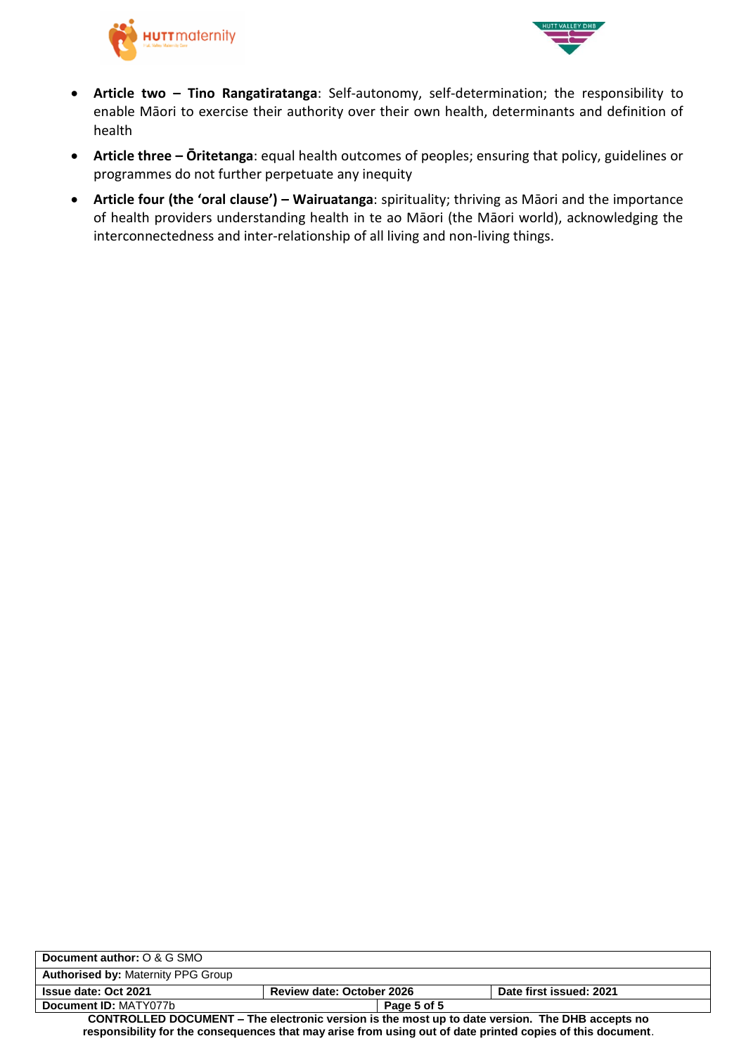- **Article two – Tino Rangatiratanga**: Self-autonomy, self-determination; the responsibility to enable Māori to exercise their authority over their own health, determinants and definition of health
- **Article three – Ōritetanga**: equal health outcomes of peoples; ensuring that policy, guidelines or programmes do not further perpetuate any inequity
- **Article four (the 'oral clause') – Wairuatanga**: spirituality; thriving as Māori and the importance of health providers understanding health in te ao Māori (the Māori world), acknowledging the interconnectedness and inter-relationship of all living and non-living things.